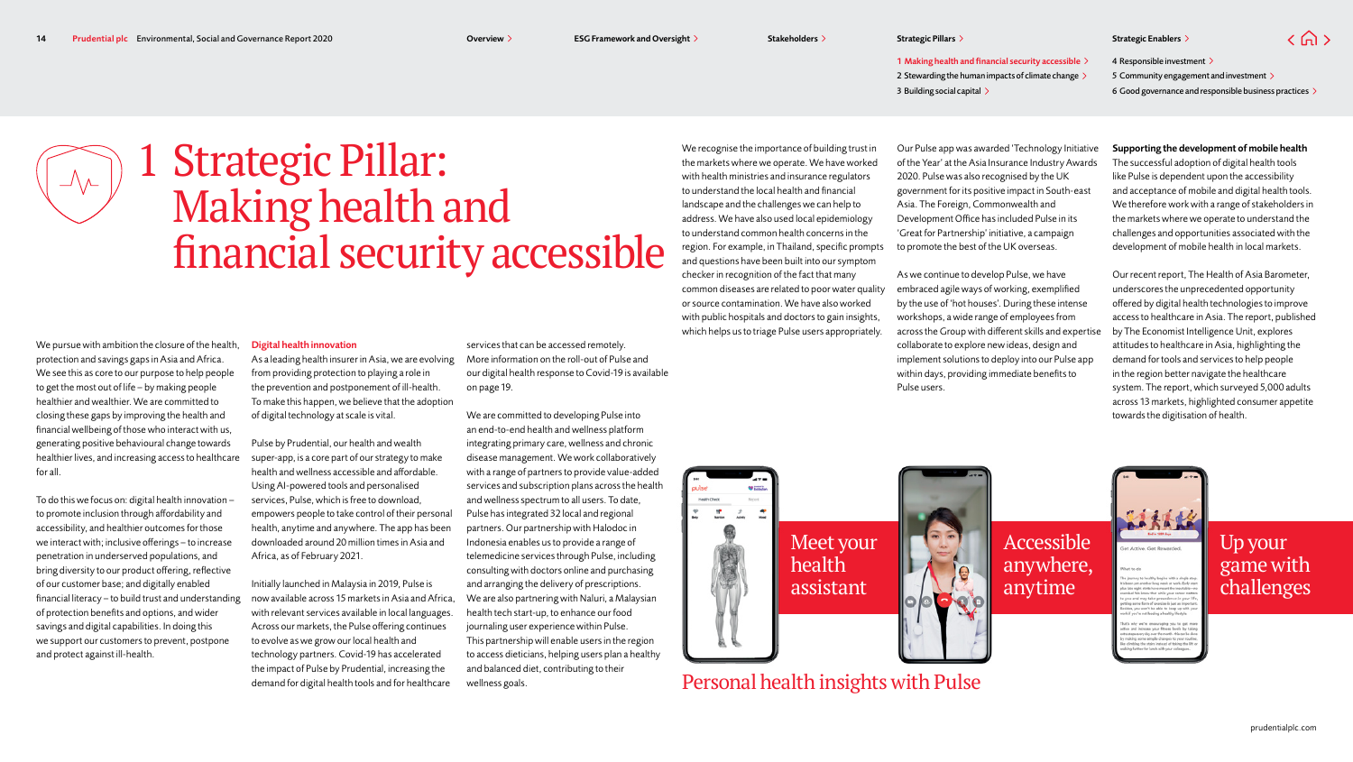# 1 Strategic Pillar: Making health and financial security accessible

We pursue with ambition the closure of the health, protection and savings gaps in Asia and Africa. We see this as core to our purpose to help people to get the most out of life – by making people healthier and wealthier. We are committed to closing these gaps by improving the health and financial wellbeing of those who interact with us, generating positive behavioural change towards healthier lives, and increasing access to healthcare for all.

To do this we focus on: digital health innovation – to promote inclusion through affordability and accessibility, and healthier outcomes for those we interact with; inclusive offerings – to increase penetration in underserved populations, and bring diversity to our product offering, reflective of our customer base; and digitally enabled financial literacy – to build trust and understanding of protection benefits and options, and wider savings and digital capabilities. In doing this we support our customers to prevent, postpone and protect against ill-health.

**Digital health innovation**

As a leading health insurer in Asia, we are evolving from providing protection to playing a role in the prevention and postponement of ill-health. To make this happen, we believe that the adoption of digital technology at scale is vital.

Pulse by Prudential, our health and wealth super-app, is a core part of our strategy to make health and wellness accessible and affordable. Using AI-powered tools and personalised services, Pulse, which is free to download, empowers people to take control of their personal health, anytime and anywhere. The app has been downloaded around 20 million times in Asia and Africa, as of February 2021.

Initially launched in Malaysia in 2019, Pulse is now available across 15 markets in Asia and Africa, with relevant services available in local languages. Across our markets, the Pulse offering continues to evolve as we grow our local health and technology partners. Covid-19 has accelerated the impact of Pulse by Prudential, increasing the demand for digital health tools and for healthcare services that can be accessed remotely. More information on the roll-out of Pulse and our digital health response to Covid-19 is available on page 19.

We are committed to developing Pulse into an end-to-end health and wellness platform integrating primary care, wellness and chronic disease management. We work collaboratively with a range of partners to provide value-added services and subscription plans across the health and wellness spectrum to all users. To date, Pulse has integrated 32 local and regional partners. Our partnership with Halodoc in Indonesia enables us to provide a range of telemedicine services through Pulse, including consulting with doctors online and purchasing and arranging the delivery of prescriptions. We are also partnering with Naluri, a Malaysian health tech start-up, to enhance our food journaling user experience within Pulse. This partnership will enable users in the region to access dieticians, helping users plan a healthy and balanced diet, contributing to their wellness goals.

We recognise the importance of building trust in the markets where we operate. We have worked with health ministries and insurance regulators to understand the local health and financial landscape and the challenges we can help to address. We have also used local epidemiology to understand common health concerns in the region. For example, in Thailand, specific prompts and questions have been built into our symptom checker in recognition of the fact that many common diseases are related to poor water quality or source contamination. We have also worked with public hospitals and doctors to gain insights, which helps us to triage Pulse users appropriately.

Our Pulse app was awarded 'Technology Initiative of the Year' at the Asia Insurance Industry Awards 2020. Pulse was also recognised by the UK government for its positive impact in South-east Asia. The Foreign, Commonwealth and Development Office has included Pulse in its 'Great for Partnership' initiative, a campaign to promote the best of the UK overseas.

As we continue to develop Pulse, we have embraced agile ways of working, exemplified by the use of 'hot houses'. During these intense workshops, a wide range of employees from across the Group with different skills and expertise collaborate to explore new ideas, design and implement solutions to deploy into our Pulse app within days, providing immediate benefits to Pulse users.

**Supporting the development of mobile health**

The successful adoption of digital health tools like Pulse is dependent upon the accessibility and acceptance of mobile and digital health tools. We therefore work with a range of stakeholders in the markets where we operate to understand the challenges and opportunities associated with the development of mobile health in local markets.

Our recent report, The Health of Asia Barometer, underscores the unprecedented opportunity offered by digital health technologies to improve access to healthcare in Asia. The report, published by The Economist Intelligence Unit, explores attitudes to healthcare in Asia, highlighting the demand for tools and services to help people in the region better navigate the healthcare system. The report, which surveyed 5,000 adults across 13 markets, highlighted consumer appetite towards the digitisation of health.

Meet your health assistant

Accessible anywhere, anytime

Up your game with challenges

Personal health insights with Pulse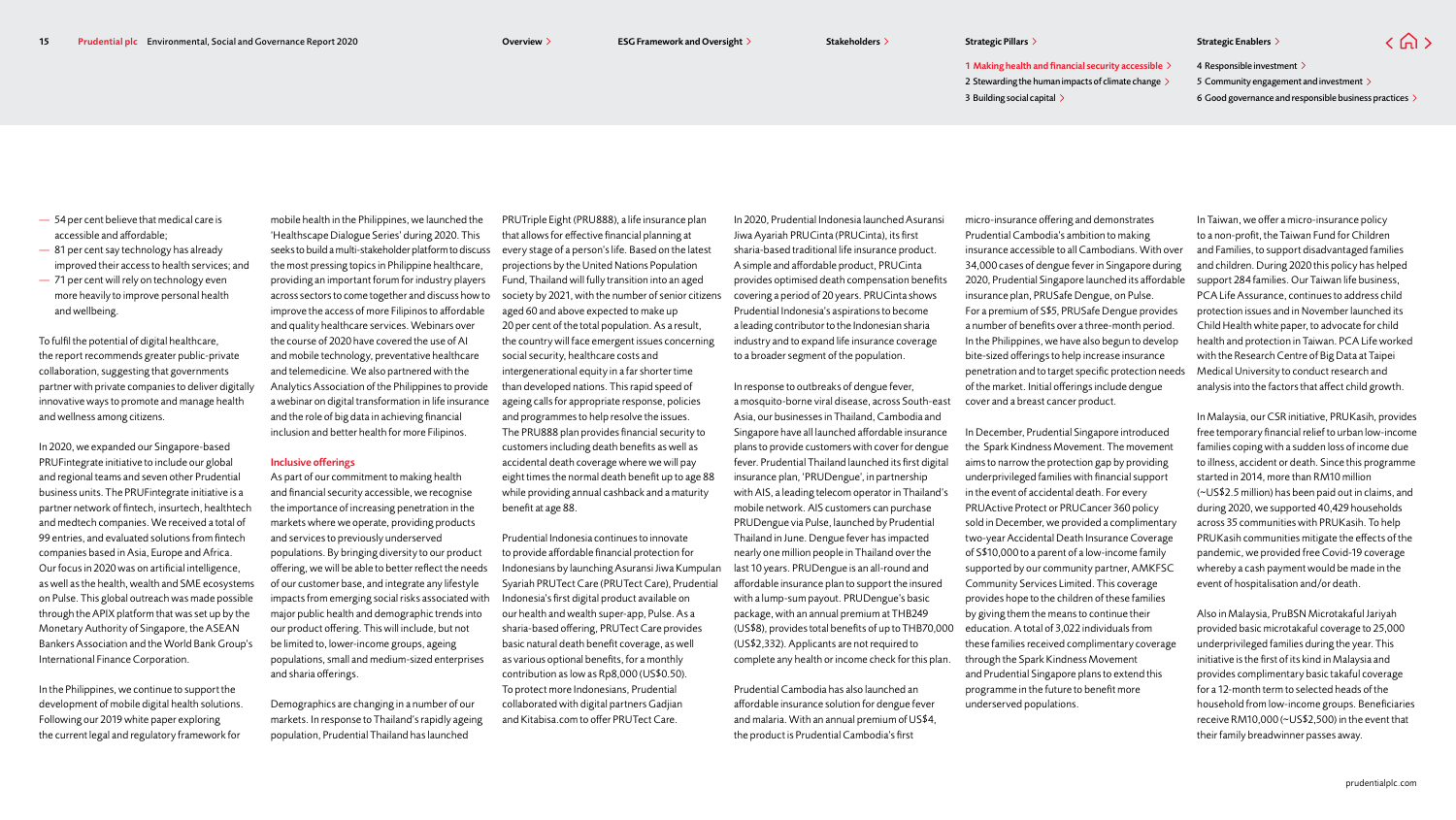- 54 per cent believe that medical care is accessible and affordable;
- 81 per cent say technology has already improved their access to health services; and
- 71 per cent will rely on technology even more heavily to improve personal health and wellbeing.

To fulfil the potential of digital healthcare, the report recommends greater public-private collaboration, suggesting that governments partner with private companies to deliver digitally innovative ways to promote and manage health and wellness among citizens.

In 2020, we expanded our Singapore-based PRUFintegrate initiative to include our global and regional teams and seven other Prudential business units. The PRUFintegrate initiative is a partner network of fintech, insurtech, healthtech and medtech companies. We received a total of 99 entries, and evaluated solutions from fintech companies based in Asia, Europe and Africa. Our focus in 2020 was on artificial intelligence, as well as the health, wealth and SME ecosystems on Pulse. This global outreach was made possible through the APIX platform that was set up by the Monetary Authority of Singapore, the ASEAN Bankers Association and the World Bank Group's International Finance Corporation.

In the Philippines, we continue to support the development of mobile digital health solutions. Following our 2019 white paper exploring the current legal and regulatory framework for mobile health in the Philippines, we launched the 'Healthscape Dialogue Series' during 2020. This seeks to build a multi-stakeholder platform to discuss the most pressing topics in Philippine healthcare, providing an important forum for industry players across sectors to come together and discuss how to improve the access of more Filipinos to affordable and quality healthcare services. Webinars over the course of 2020 have covered the use of AI and mobile technology, preventative healthcare and telemedicine. We also partnered with the Analytics Association of the Philippines to provide a webinar on digital transformation in life insurance and the role of big data in achieving financial inclusion and better health for more Filipinos.

### Inclusive offerings

As part of our commitment to making health and financial security accessible, we recognise the importance of increasing penetration in the markets where we operate, providing products and services to previously underserved populations. By bringing diversity to our product offering, we will be able to better reflect the needs of our customer base, and integrate any lifestyle impacts from emerging social risks associated with major public health and demographic trends into our product offering. This will include, but not be limited to, lower-income groups, ageing populations, small and medium-sized enterprises and sharia offerings.

Demographics are changing in a number of our markets. In response to Thailand's rapidly ageing population, Prudential Thailand has launched PRUTriple Eight (PRU888), a life insurance plan that allows for effective financial planning at every stage of a person's life. Based on the latest projections by the United Nations Population Fund, Thailand will fully transition into an aged society by 2021, with the number of senior citizens aged 60 and above expected to make up 20 per cent of the total population. As a result, the country will face emergent issues concerning social security, healthcare costs and intergenerational equity in a far shorter time than developed nations. This rapid speed of ageing calls for appropriate response, policies and programmes to help resolve the issues. The PRU888 plan provides financial security to customers including death benefits as well as accidental death coverage where we will pay eight times the normal death benefit up to age 88 while providing annual cashback and a maturity benefit at age 88.

Prudential Indonesia continues to innovate to provide affordable financial protection for Indonesians by launching Asuransi Jiwa Kumpulan Syariah PRUTect Care (PRUTect Care), Prudential Indonesia's first digital product available on our health and wealth super-app, Pulse. As a sharia-based offering, PRUTect Care provides basic natural death benefit coverage, as well as various optional benefits, for a monthly contribution as low as Rp8,000 (US$0.50). To protect more Indonesians, Prudential collaborated with digital partners Gadjian and Kitabisa.com to offer PRUTect Care.

In 2020, Prudential Indonesia launched Asuransi Jiwa Ayariah PRUCinta (PRUCinta), its first sharia-based traditional life insurance product. A simple and affordable product, PRUCinta provides optimised death compensation benefits covering a period of 20 years. PRUCinta shows Prudential Indonesia's aspirations to become a leading contributor to the Indonesian sharia industry and to expand life insurance coverage to a broader segment of the population.

In response to outbreaks of dengue fever, a mosquito-borne viral disease, across South-east Asia, our businesses in Thailand, Cambodia and Singapore have all launched affordable insurance plans to provide customers with cover for dengue fever. Prudential Thailand launched its first digital insurance plan, 'PRUDengue', in partnership with AIS, a leading telecom operator in Thailand's mobile network. AIS customers can purchase PRUDengue via Pulse, launched by Prudential Thailand in June. Dengue fever has impacted nearly one million people in Thailand over the last 10 years. PRUDengue is an all-round and affordable insurance plan to support the insured with a lump-sum payout. PRUDengue's basic package, with an annual premium at THB249 (US$8), provides total benefits of up to THB70,000 (US$2,332). Applicants are not required to complete any health or income check for this plan.

Prudential Cambodia has also launched an affordable insurance solution for dengue fever and malaria. With an annual premium of US$4, the product is Prudential Cambodia's first micro-insurance offering and demonstrates Prudential Cambodia's ambition to making insurance accessible to all Cambodians. With over 34,000 cases of dengue fever in Singapore during 2020, Prudential Singapore launched its affordable insurance plan, PRUSafe Dengue, on Pulse. For a premium of S$5, PRUSafe Dengue provides a number of benefits over a three-month period. In the Philippines, we have also begun to develop bite-sized offerings to help increase insurance penetration and to target specific protection needs of the market. Initial offerings include dengue cover and a breast cancer product.

In December, Prudential Singapore introduced the Spark Kindness Movement. The movement aims to narrow the protection gap by providing underprivileged families with financial support in the event of accidental death. For every PRUActive Protect or PRUCancer 360 policy sold in December, we provided a complimentary two-year Accidental Death Insurance Coverage of S$10,000 to a parent of a low-income family supported by our community partner, AMKFSC Community Services Limited. This coverage provides hope to the children of these families by giving them the means to continue their education. A total of 3,022 individuals from these families received complimentary coverage through the Spark Kindness Movement and Prudential Singapore plans to extend this programme in the future to benefit more underserved populations.

In Taiwan, we offer a micro-insurance policy to a non-profit, the Taiwan Fund for Children and Families, to support disadvantaged families and children. During 2020 this policy has helped support 284 families. Our Taiwan life business, PCA Life Assurance, continues to address child protection issues and in November launched its Child Health white paper, to advocate for child health and protection in Taiwan. PCA Life worked with the Research Centre of Big Data at Taipei Medical University to conduct research and analysis into the factors that affect child growth.

In Malaysia, our CSR initiative, PRUKasih, provides free temporary financial relief to urban low-income families coping with a sudden loss of income due to illness, accident or death. Since this programme started in 2014, more than RM10 million (~US$2.5 million) has been paid out in claims, and during 2020, we supported 40,429 households across 35 communities with PRUKasih. To help PRUKasih communities mitigate the effects of the pandemic, we provided free Covid-19 coverage whereby a cash payment would be made in the event of hospitalisation and/or death.

Also in Malaysia, PruBSN Microtakaful Jariyah provided basic microtakaful coverage to 25,000 underprivileged families during the year. This initiative is the first of its kind in Malaysia and provides complimentary basic takaful coverage for a 12-month term to selected heads of the household from low-income groups. Beneficiaries receive RM10,000 (~US$2,500) in the event that their family breadwinner passes away.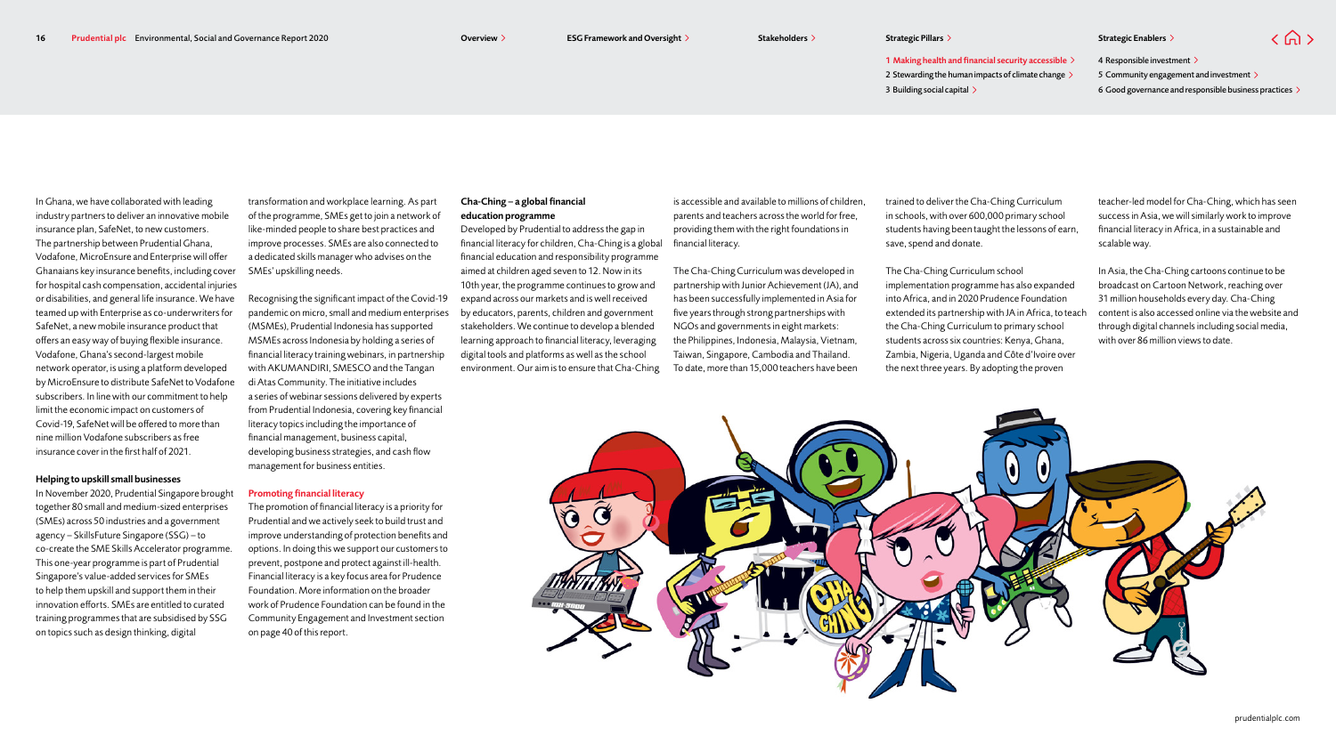In Ghana, we have collaborated with leading industry partners to deliver an innovative mobile insurance plan, SafeNet, to new customers. The partnership between Prudential Ghana, Vodafone, MicroEnsure and Enterprise will offer Ghanaians key insurance benefits, including cover for hospital cash compensation, accidental injuries or disabilities, and general life insurance. We have teamed up with Enterprise as co-underwriters for SafeNet, a new mobile insurance product that offers an easy way of buying flexible insurance. Vodafone, Ghana's second-largest mobile network operator, is using a platform developed by MicroEnsure to distribute SafeNet to Vodafone subscribers. In line with our commitment to help limit the economic impact on customers of Covid-19, SafeNet will be offered to more than nine million Vodafone subscribers as free insurance cover in the first half of 2021.

### Helping to upskill small businesses

In November 2020, Prudential Singapore brought together 80 small and medium-sized enterprises (SMEs) across 50 industries and a government agency – SkillsFuture Singapore (SSG) – to co-create the SME Skills Accelerator programme. This one-year programme is part of Prudential Singapore's value-added services for SMEs to help them upskill and support them in their innovation efforts. SMEs are entitled to curated training programmes that are subsidised by SSG on topics such as design thinking, digital transformation and workplace learning. As part of the programme, SMEs get to join a network of like-minded people to share best practices and improve processes. SMEs are also connected to a dedicated skills manager who advises on the SMEs' upskilling needs.

Recognising the significant impact of the Covid-19 pandemic on micro, small and medium enterprises (MSMEs), Prudential Indonesia has supported MSMEs across Indonesia by holding a series of financial literacy training webinars, in partnership with AKUMANDIRI, SMESCO and the Tangan di Atas Community. The initiative includes a series of webinar sessions delivered by experts from Prudential Indonesia, covering key financial literacy topics including the importance of financial management, business capital, developing business strategies, and cash flow management for business entities.

### Promoting financial literacy

The promotion of financial literacy is a priority for Prudential and we actively seek to build trust and improve understanding of protection benefits and options. In doing this we support our customers to prevent, postpone and protect against ill-health. Financial literacy is a key focus area for Prudence Foundation. More information on the broader work of Prudence Foundation can be found in the Community Engagement and Investment section on page 40 of this report.

### Cha-Ching – a global financial education programme

Developed by Prudential to address the gap in financial literacy for children, Cha-Ching is a global financial education and responsibility programme aimed at children aged seven to 12. Now in its 10th year, the programme continues to grow and expand across our markets and is well received by educators, parents, children and government stakeholders. We continue to develop a blended learning approach to financial literacy, leveraging digital tools and platforms as well as the school environment. Our aim is to ensure that Cha-Ching is accessible and available to millions of children, parents and teachers across the world for free, providing them with the right foundations in financial literacy.

The Cha-Ching Curriculum was developed in partnership with Junior Achievement (JA), and has been successfully implemented in Asia for five years through strong partnerships with NGOs and governments in eight markets: the Philippines, Indonesia, Malaysia, Vietnam, Taiwan, Singapore, Cambodia and Thailand. To date, more than 15,000 teachers have been trained to deliver the Cha-Ching Curriculum in schools, with over 600,000 primary school students having been taught the lessons of earn, save, spend and donate.

The Cha-Ching Curriculum school implementation programme has also expanded into Africa, and in 2020 Prudence Foundation extended its partnership with JA in Africa, to teach the Cha-Ching Curriculum to primary school students across six countries: Kenya, Ghana, Zambia, Nigeria, Uganda and Côte d'Ivoire over the next three years. By adopting the proven teacher-led model for Cha-Ching, which has seen success in Asia, we will similarly work to improve financial literacy in Africa, in a sustainable and scalable way.

In Asia, the Cha-Ching cartoons continue to be broadcast on Cartoon Network, reaching over 31 million households every day. Cha-Ching content is also accessed online via the website and through digital channels including social media, with over 86 million views to date.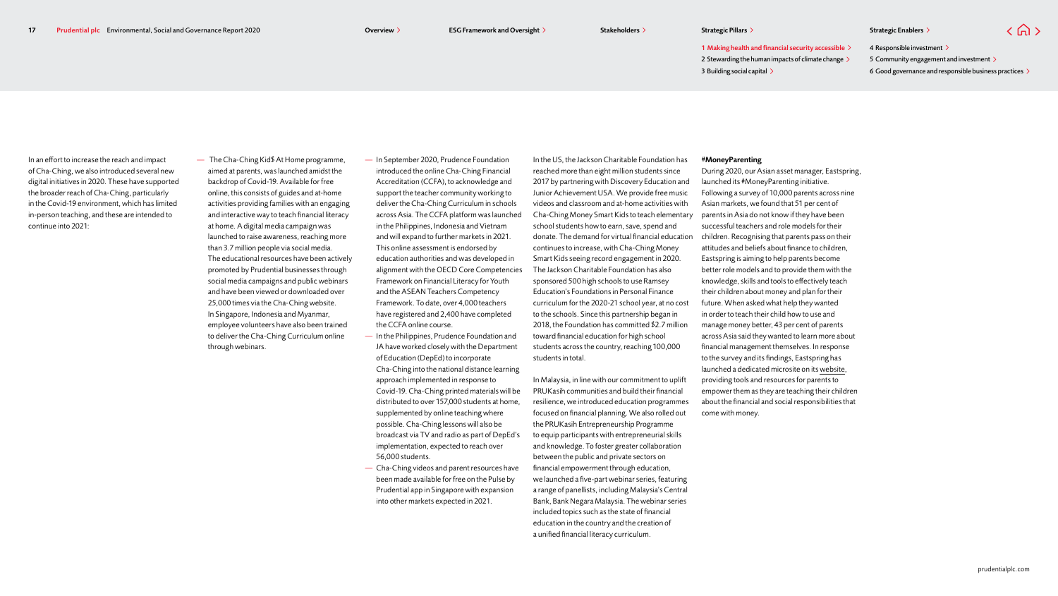In an effort to increase the reach and impact of Cha-Ching, we also introduced several new digital initiatives in 2020. These have supported the broader reach of Cha-Ching, particularly in the Covid-19 environment, which has limited in-person teaching, and these are intended to continue into 2021:

- The Cha-Ching Kid$ At Home programme, aimed at parents, was launched amidst the backdrop of Covid-19. Available for free online, this consists of guides and at-home activities providing families with an engaging and interactive way to teach financial literacy at home. A digital media campaign was launched to raise awareness, reaching more than 3.7 million people via social media. The educational resources have been actively promoted by Prudential businesses through social media campaigns and public webinars and have been viewed or downloaded over 25,000 times via the Cha-Ching website. In Singapore, Indonesia and Myanmar, employee volunteers have also been trained to deliver the Cha-Ching Curriculum online through webinars.
- In September 2020, Prudence Foundation introduced the online Cha-Ching Financial Accreditation (CCFA), to acknowledge and support the teacher community working to deliver the Cha-Ching Curriculum in schools across Asia. The CCFA platform was launched in the Philippines, Indonesia and Vietnam and will expand to further markets in 2021. This online assessment is endorsed by education authorities and was developed in alignment with the OECD Core Competencies Framework on Financial Literacy for Youth and the ASEAN Teachers Competency Framework. To date, over 4,000 teachers have registered and 2,400 have completed the CCFA online course.
- In the Philippines, Prudence Foundation and JA have worked closely with the Department of Education (DepEd) to incorporate Cha-Ching into the national distance learning approach implemented in response to Covid-19. Cha-Ching printed materials will be distributed to over 157,000 students at home, supplemented by online teaching where possible. Cha-Ching lessons will also be broadcast via TV and radio as part of DepEd's implementation, expected to reach over 56,000 students.
- Cha-Ching videos and parent resources have been made available for free on the Pulse by Prudential app in Singapore with expansion into other markets expected in 2021.

In the US, the Jackson Charitable Foundation has reached more than eight million students since 2017 by partnering with Discovery Education and Junior Achievement USA. We provide free music videos and classroom and at-home activities with Cha-Ching Money Smart Kids to teach elementary school students how to earn, save, spend and donate. The demand for virtual financial education continues to increase, with Cha-Ching Money Smart Kids seeing record engagement in 2020. The Jackson Charitable Foundation has also sponsored 500 high schools to use Ramsey Education's Foundations in Personal Finance curriculum for the 2020-21 school year, at no cost to the schools. Since this partnership began in 2018, the Foundation has committed $2.7 million toward financial education for high school students across the country, reaching 100,000 students in total.

In Malaysia, in line with our commitment to uplift PRUKasih communities and build their financial resilience, we introduced education programmes focused on financial planning. We also rolled out the PRUKasih Entrepreneurship Programme to equip participants with entrepreneurial skills and knowledge. To foster greater collaboration between the public and private sectors on financial empowerment through education, we launched a five-part webinar series, featuring a range of panellists, including Malaysia's Central Bank, Bank Negara Malaysia. The webinar series included topics such as the state of financial education in the country and the creation of a unified financial literacy curriculum.

**#MoneyParenting**

During 2020, our Asian asset manager, Eastspring, launched its #MoneyParenting initiative. Following a survey of 10,000 parents across nine Asian markets, we found that 51 per cent of parents in Asia do not know if they have been successful teachers and role models for their children. Recognising that parents pass on their attitudes and beliefs about finance to children, Eastspring is aiming to help parents become better role models and to provide them with the knowledge, skills and tools to effectively teach their children about money and plan for their future. When asked what help they wanted in order to teach their child how to use and manage money better, 43 per cent of parents across Asia said they wanted to learn more about financial management themselves. In response to the survey and its findings, Eastspring has launched a dedicated microsite on its website, providing tools and resources for parents to empower them as they are teaching their children about the financial and social responsibilities that come with money.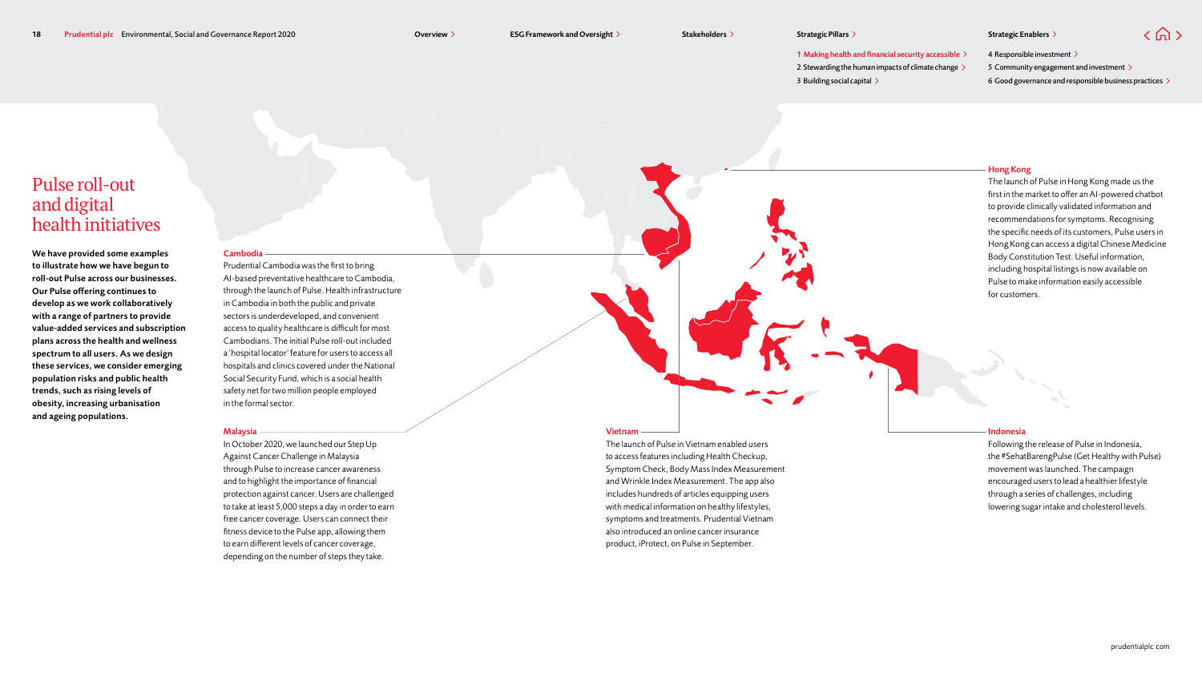# Pulse roll-out and digital health initiatives

**We have provided some examples to illustrate how we have begun to roll-out Pulse across our businesses. Our Pulse offering continues to develop as we work collaboratively with a range of partners to provide value-added services and subscription plans across the health and wellness spectrum to all users. As we design these services, we consider emerging population risks and public health trends, such as rising levels of obesity, increasing urbanisation and ageing populations.**

### Cambodia

Prudential Cambodia was the first to bring AI-based preventative healthcare to Cambodia, through the launch of Pulse. Health infrastructure in Cambodia in both the public and private sectors is underdeveloped, and convenient access to quality healthcare is difficult for most Cambodians. The initial Pulse roll-out included a 'hospital locator' feature for users to access all hospitals and clinics covered under the National Social Security Fund, which is a social health safety net for two million people employed in the formal sector.

### Malaysia

In October 2020, we launched our Step Up Against Cancer Challenge in Malaysia through Pulse to increase cancer awareness and to highlight the importance of financial protection against cancer. Users are challenged to take at least 5,000 steps a day in order to earn free cancer coverage. Users can connect their fitness device to the Pulse app, allowing them to earn different levels of cancer coverage, depending on the number of steps they take.

### Vietnam

The launch of Pulse in Vietnam enabled users to access features including Health Checkup, Symptom Check, Body Mass Index Measurement and Wrinkle Index Measurement. The app also includes hundreds of articles equipping users with medical information on healthy lifestyles, symptoms and treatments. Prudential Vietnam also introduced an online cancer insurance product, iProtect, on Pulse in September.

### Hong Kong

The launch of Pulse in Hong Kong made us the first in the market to offer an AI-powered chatbot to provide clinically validated information and recommendations for symptoms. Recognising the specific needs of its customers, Pulse users in Hong Kong can access a digital Chinese Medicine Body Constitution Test. Useful information, including hospital listings is now available on Pulse to make information easily accessible for customers.

### Indonesia

Following the release of Pulse in Indonesia, the #SehatBarengPulse (Get Healthy with Pulse) movement was launched. The campaign encouraged users to lead a healthier lifestyle through a series of challenges, including lowering sugar intake and cholesterol levels.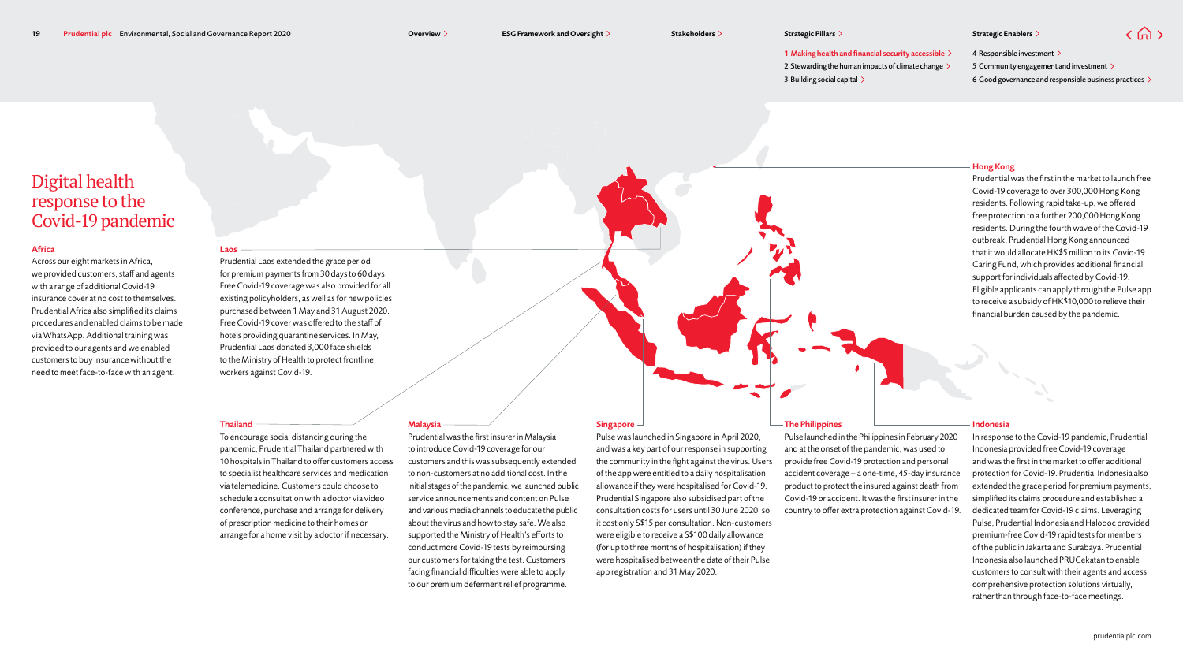# Digital health response to the Covid-19 pandemic

### Africa

Across our eight markets in Africa, we provided customers, staff and agents with a range of additional Covid-19 insurance cover at no cost to themselves. Prudential Africa also simplified its claims procedures and enabled claims to be made via WhatsApp. Additional training was provided to our agents and we enabled customers to buy insurance without the need to meet face-to-face with an agent.

### Laos

Prudential Laos extended the grace period for premium payments from 30 days to 60 days. Free Covid-19 coverage was also provided for all existing policyholders, as well as for new policies purchased between 1 May and 31 August 2020. Free Covid-19 cover was offered to the staff of hotels providing quarantine services. In May, Prudential Laos donated 3,000 face shields to the Ministry of Health to protect frontline workers against Covid-19.

### Hong Kong

Prudential was the first in the market to launch free Covid-19 coverage to over 300,000 Hong Kong residents. Following rapid take-up, we offered free protection to a further 200,000 Hong Kong residents. During the fourth wave of the Covid-19 outbreak, Prudential Hong Kong announced that it would allocate HK$5 million to its Covid-19 Caring Fund, which provides additional financial support for individuals affected by Covid-19. Eligible applicants can apply through the Pulse app to receive a subsidy of HK$10,000 to relieve their financial burden caused by the pandemic.

### Thailand

To encourage social distancing during the pandemic, Prudential Thailand partnered with 10 hospitals in Thailand to offer customers access to specialist healthcare services and medication via telemedicine. Customers could choose to schedule a consultation with a doctor via video conference, purchase and arrange for delivery of prescription medicine to their homes or arrange for a home visit by a doctor if necessary.

### Malaysia

Prudential was the first insurer in Malaysia to introduce Covid-19 coverage for our customers and this was subsequently extended to non-customers at no additional cost. In the initial stages of the pandemic, we launched public service announcements and content on Pulse and various media channels to educate the public about the virus and how to stay safe. We also supported the Ministry of Health's efforts to conduct more Covid-19 tests by reimbursing our customers for taking the test. Customers facing financial difficulties were able to apply to our premium deferment relief programme.

### Singapore

Pulse was launched in Singapore in April 2020, and was a key part of our response in supporting the community in the fight against the virus. Users of the app were entitled to a daily hospitalisation allowance if they were hospitalised for Covid-19. Prudential Singapore also subsidised part of the consultation costs for users until 30 June 2020, so it cost only S$15 per consultation. Non-customers were eligible to receive a S$100 daily allowance (for up to three months of hospitalisation) if they were hospitalised between the date of their Pulse app registration and 31 May 2020.

### The Philippines

Pulse launched in the Philippines in February 2020 and at the onset of the pandemic, was used to provide free Covid-19 protection and personal accident coverage – a one-time, 45-day insurance product to protect the insured against death from Covid-19 or accident. It was the first insurer in the country to offer extra protection against Covid-19.

### Indonesia

In response to the Covid-19 pandemic, Prudential Indonesia provided free Covid-19 coverage and was the first in the market to offer additional protection for Covid-19. Prudential Indonesia also extended the grace period for premium payments, simplified its claims procedure and established a dedicated team for Covid-19 claims. Leveraging Pulse, Prudential Indonesia and Halodoc provided premium-free Covid-19 rapid tests for members of the public in Jakarta and Surabaya. Prudential Indonesia also launched PRUCekatan to enable customers to consult with their agents and access comprehensive protection solutions virtually, rather than through face-to-face meetings.